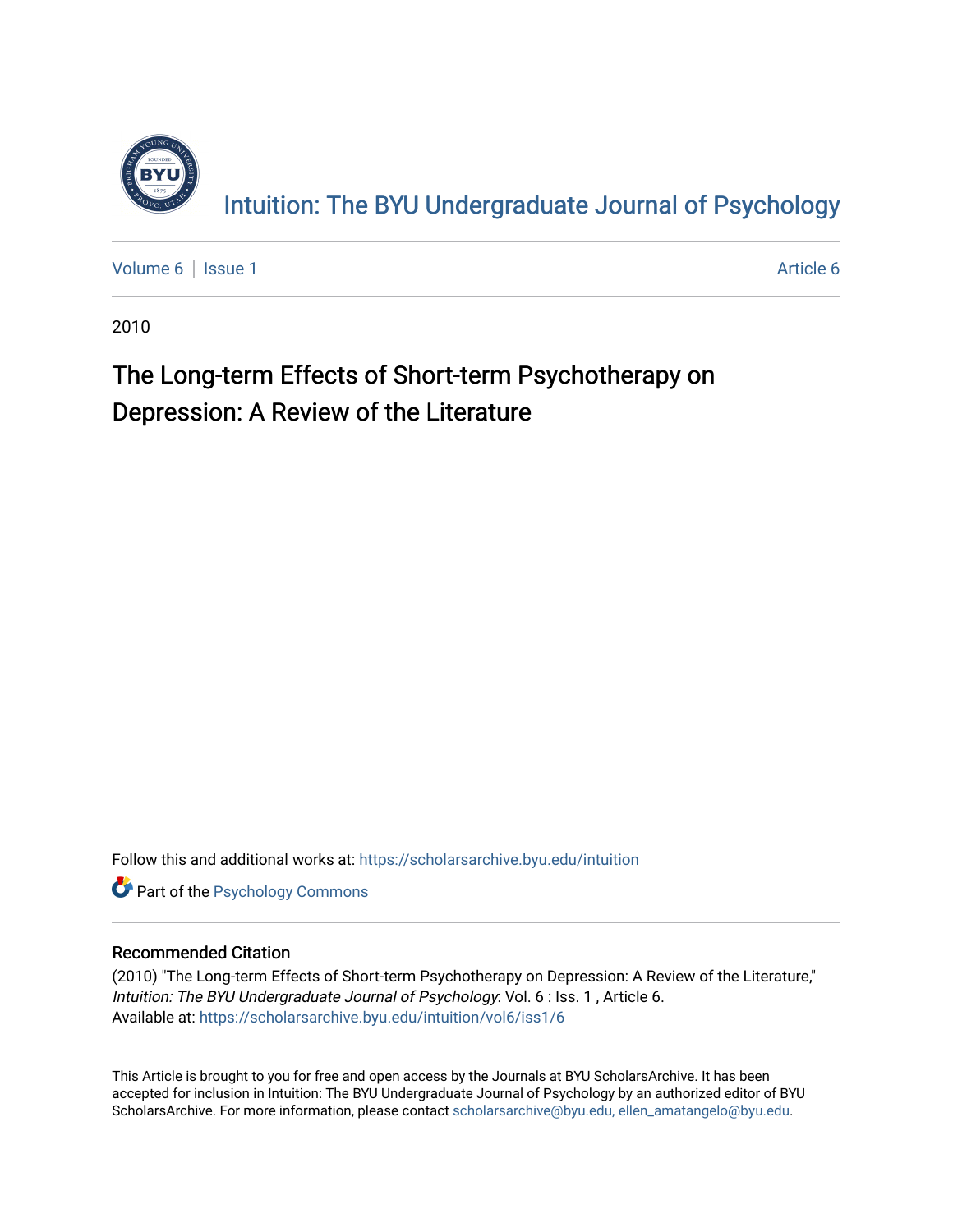# Intuition: The BYU Undergraduate Journal of Psychology

Volume 6 | Issue 1 Article 6

2010

## The Long-term Effects of Short-term Psychotherapy on Depression: A Review of the Literature

Follow this and additional works at: https://scholarsarchive.byu.edu/intuition

Part of the Psychology Commons

### Recommended Citation

(2010) "The Long-term Effects of Short-term Psychotherapy on Depression: A Review of the Literature," *Intuition: The BYU Undergraduate Journal of Psychology*: Vol. 6 : Iss. 1 , Article 6.
Available at: https://scholarsarchive.byu.edu/intuition/vol6/iss1/6

This Article is brought to you for free and open access by the Journals at BYU ScholarsArchive. It has been accepted for inclusion in Intuition: The BYU Undergraduate Journal of Psychology by an authorized editor of BYU ScholarsArchive. For more information, please contact scholarsarchive@byu.edu, ellen_amatangelo@byu.edu.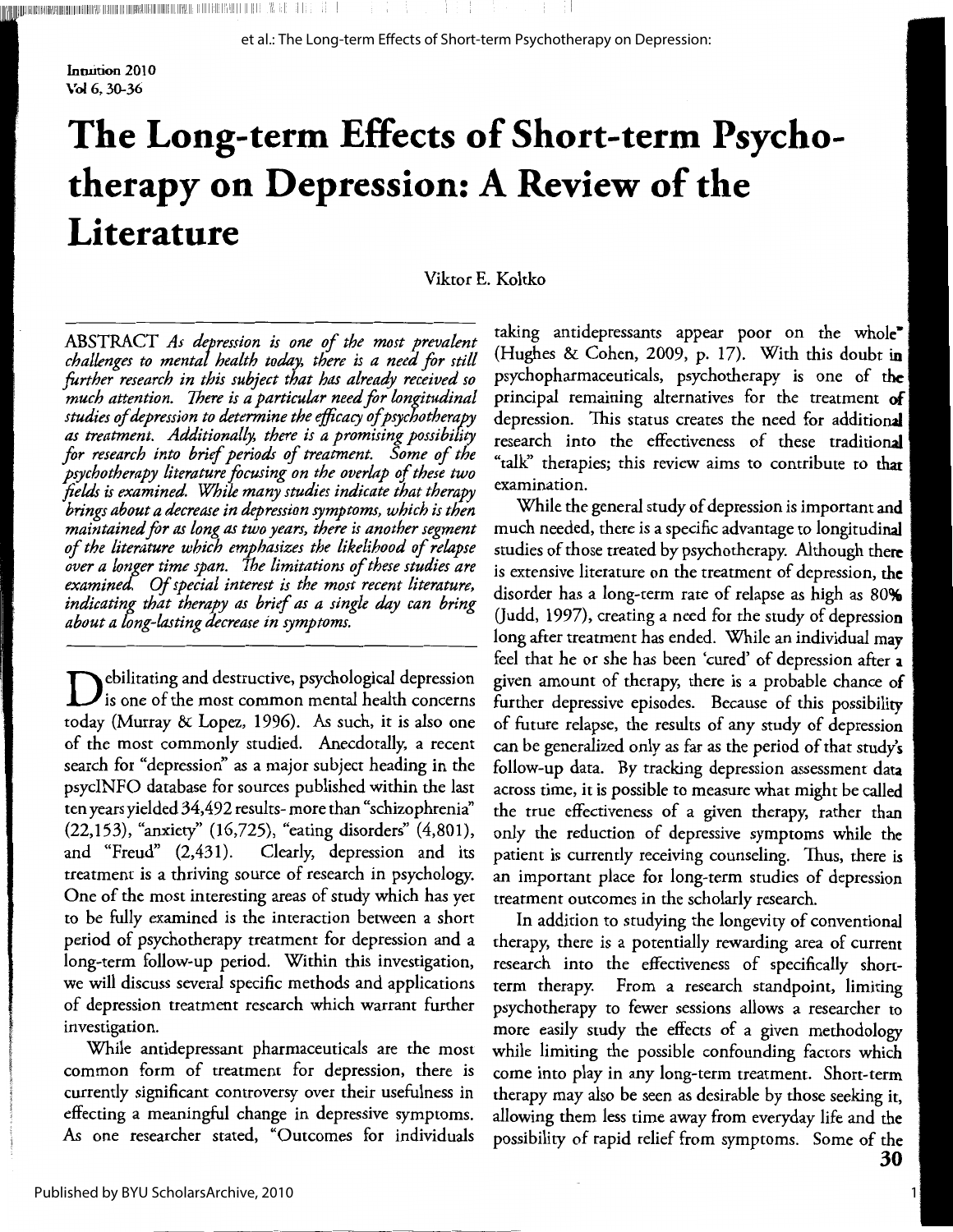# The Long-term Effects of Short-term Psychotherapy on Depression: A Review of the Literature

Viktor E. Koltko

ABSTRACT *As depression is one of the most prevalent challenges to mental health today, there is a need for still further research in this subject that has already received so much attention. There is a particular need for longitudinal studies of depression to determine the efficacy of psychotherapy as treatment. Additionally, there is a promising possibility for research into brief periods of treatment. Some of the psychotherapy literature focusing on the overlap of these two fields is examined. While many studies indicate that therapy brings about a decrease in depression symptoms, which is then maintained for as long as two years, there is another segment of the literature which emphasizes the likelihood of relapse over a longer time span. The limitations of these studies are examined. Of special interest is the most recent literature, indicating that therapy as brief as a single day can bring about a long-lasting decrease in symptoms.*

Debilitating and destructive, psychological depression is one of the most common mental health concerns today (Murray & Lopez, 1996). As such, it is also one of the most commonly studied. Anecdotally, a recent search for "depression" as a major subject heading in the psycINFO database for sources published within the last ten years yielded 34,492 results- more than "schizophrenia" (22,153), "anxiety" (16,725), "eating disorders" (4,801), and "Freud" (2,431). Clearly, depression and its treatment is a thriving source of research in psychology. One of the most interesting areas of study which has yet to be fully examined is the interaction between a short period of psychotherapy treatment for depression and a long-term follow-up period. Within this investigation, we will discuss several specific methods and applications of depression treatment research which warrant further investigation.

While antidepressant pharmaceuticals are the most common form of treatment for depression, there is currently significant controversy over their usefulness in effecting a meaningful change in depressive symptoms. As one researcher stated, "Outcomes for individuals taking antidepressants appear poor on the whole" (Hughes & Cohen, 2009, p. 17). With this doubt in psychopharmaceuticals, psychotherapy is one of the principal remaining alternatives for the treatment of depression. This status creates the need for additional research into the effectiveness of these traditional "talk" therapies; this review aims to contribute to that examination.

While the general study of depression is important and much needed, there is a specific advantage to longitudinal studies of those treated by psychotherapy. Although there is extensive literature on the treatment of depression, the disorder has a long-term rate of relapse as high as 80% (Judd, 1997), creating a need for the study of depression long after treatment has ended. While an individual may feel that he or she has been 'cured' of depression after a given amount of therapy, there is a probable chance of further depressive episodes. Because of this possibility of future relapse, the results of any study of depression can be generalized only as far as the period of that study's follow-up data. By tracking depression assessment data across time, it is possible to measure what might be called the true effectiveness of a given therapy, rather than only the reduction of depressive symptoms while the patient is currently receiving counseling. Thus, there is an important place for long-term studies of depression treatment outcomes in the scholarly research.

In addition to studying the longevity of conventional therapy, there is a potentially rewarding area of current research into the effectiveness of specifically short-term therapy. From a research standpoint, limiting psychotherapy to fewer sessions allows a researcher to more easily study the effects of a given methodology while limiting the possible confounding factors which come into play in any long-term treatment. Short-term therapy may also be seen as desirable by those seeking it, allowing them less time away from everyday life and the possibility of rapid relief from symptoms. Some of the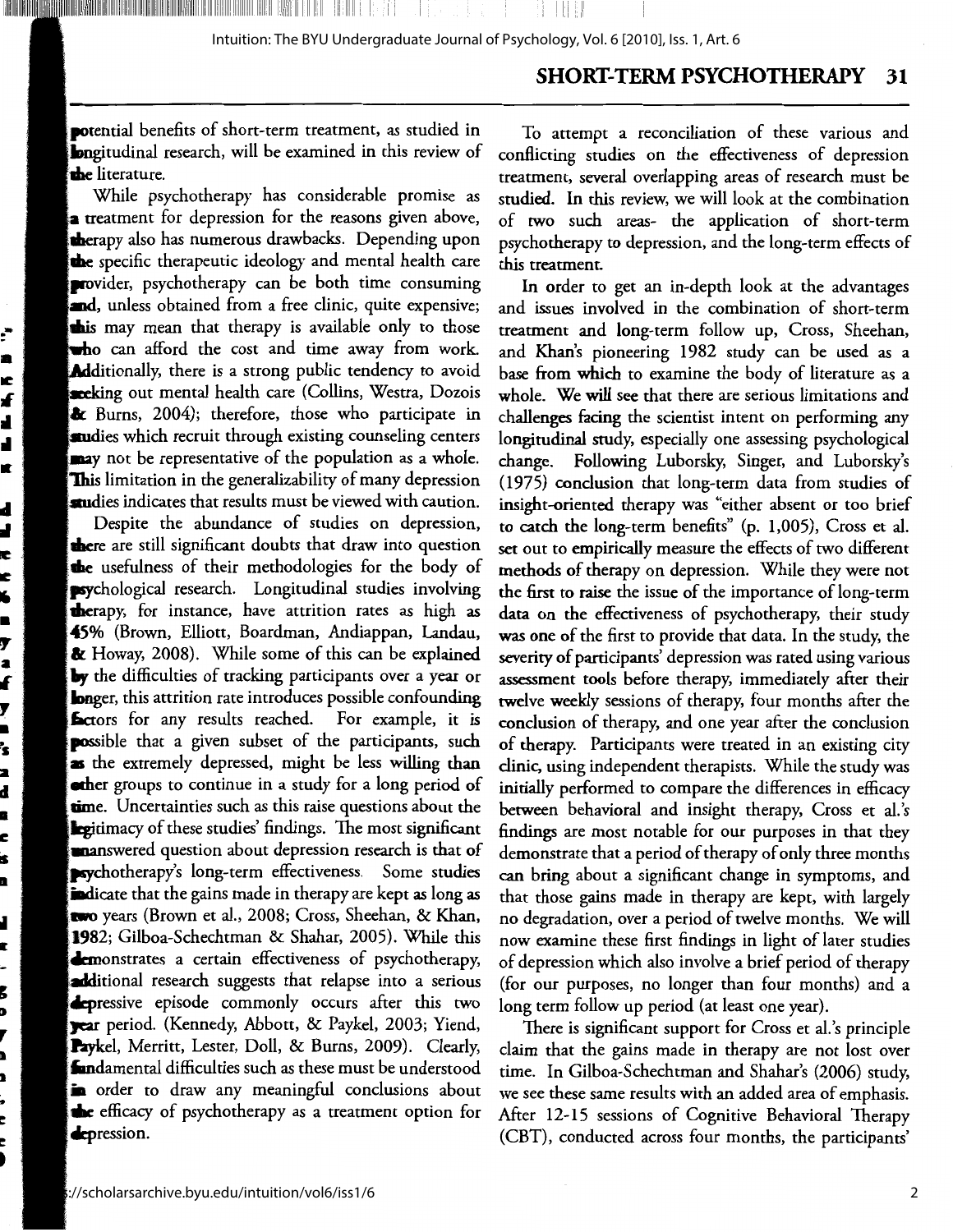potential benefits of short-term treatment, as studied in longitudinal research, will be examined in this review of the literature.

While psychotherapy has considerable promise as a treatment for depression for the reasons given above, therapy also has numerous drawbacks. Depending upon the specific therapeutic ideology and mental health care provider, psychotherapy can be both time consuming and, unless obtained from a free clinic, quite expensive; this may mean that therapy is available only to those who can afford the cost and time away from work. Additionally, there is a strong public tendency to avoid seeking out mental health care (Collins, Westra, Dozois & Burns, 2004); therefore, those who participate in studies which recruit through existing counseling centers may not be representative of the population as a whole. This limitation in the generalizability of many depression studies indicates that results must be viewed with caution.

Despite the abundance of studies on depression, there are still significant doubts that draw into question the usefulness of their methodologies for the body of psychological research. Longitudinal studies involving therapy, for instance, have attrition rates as high as 45% (Brown, Elliott, Boardman, Andiappan, Landau, & Howay, 2008). While some of this can be explained by the difficulties of tracking participants over a year or longer, this attrition rate introduces possible confounding factors for any results reached. For example, it is possible that a given subset of the participants, such as the extremely depressed, might be less willing than other groups to continue in a study for a long period of time. Uncertainties such as this raise questions about the legitimacy of these studies' findings. The most significant unanswered question about depression research is that of psychotherapy's long-term effectiveness. Some studies indicate that the gains made in therapy are kept as long as two years (Brown et al., 2008; Cross, Sheehan, & Khan, 1982; Gilboa-Schechtman & Shahar, 2005). While this demonstrates a certain effectiveness of psychotherapy, additional research suggests that relapse into a serious depressive episode commonly occurs after this two year period. (Kennedy, Abbott, & Paykel, 2003; Yiend, Paykel, Merritt, Lester, Doll, & Burns, 2009). Clearly, fundamental difficulties such as these must be understood in order to draw any meaningful conclusions about the efficacy of psychotherapy as a treatment option for depression.

To attempt a reconciliation of these various and conflicting studies on the effectiveness of depression treatment, several overlapping areas of research must be studied. In this review, we will look at the combination of two such areas- the application of short-term psychotherapy to depression, and the long-term effects of this treatment.

In order to get an in-depth look at the advantages and issues involved in the combination of short-term treatment and long-term follow up, Cross, Sheehan, and Khan's pioneering 1982 study can be used as a base from which to examine the body of literature as a whole. We will see that there are serious limitations and challenges facing the scientist intent on performing any longitudinal study, especially one assessing psychological change. Following Luborsky, Singer, and Luborsky's (1975) conclusion that long-term data from studies of insight-oriented therapy was "either absent or too brief to catch the long-term benefits" (p. 1,005), Cross et al. set out to empirically measure the effects of two different methods of therapy on depression. While they were not the first to raise the issue of the importance of long-term data on the effectiveness of psychotherapy, their study was one of the first to provide that data. In the study, the severity of participants' depression was rated using various assessment tools before therapy, immediately after their twelve weekly sessions of therapy, four months after the conclusion of therapy, and one year after the conclusion of therapy. Participants were treated in an existing city clinic, using independent therapists. While the study was initially performed to compare the differences in efficacy between behavioral and insight therapy, Cross et al.'s findings are most notable for our purposes in that they demonstrate that a period of therapy of only three months can bring about a significant change in symptoms, and that those gains made in therapy are kept, with largely no degradation, over a period of twelve months. We will now examine these first findings in light of later studies of depression which also involve a brief period of therapy (for our purposes, no longer than four months) and a long term follow up period (at least one year).

There is significant support for Cross et al.'s principle claim that the gains made in therapy are not lost over time. In Gilboa-Schechtman and Shahar's (2006) study, we see these same results with an added area of emphasis. After 12-15 sessions of Cognitive Behavioral Therapy (CBT), conducted across four months, the participants'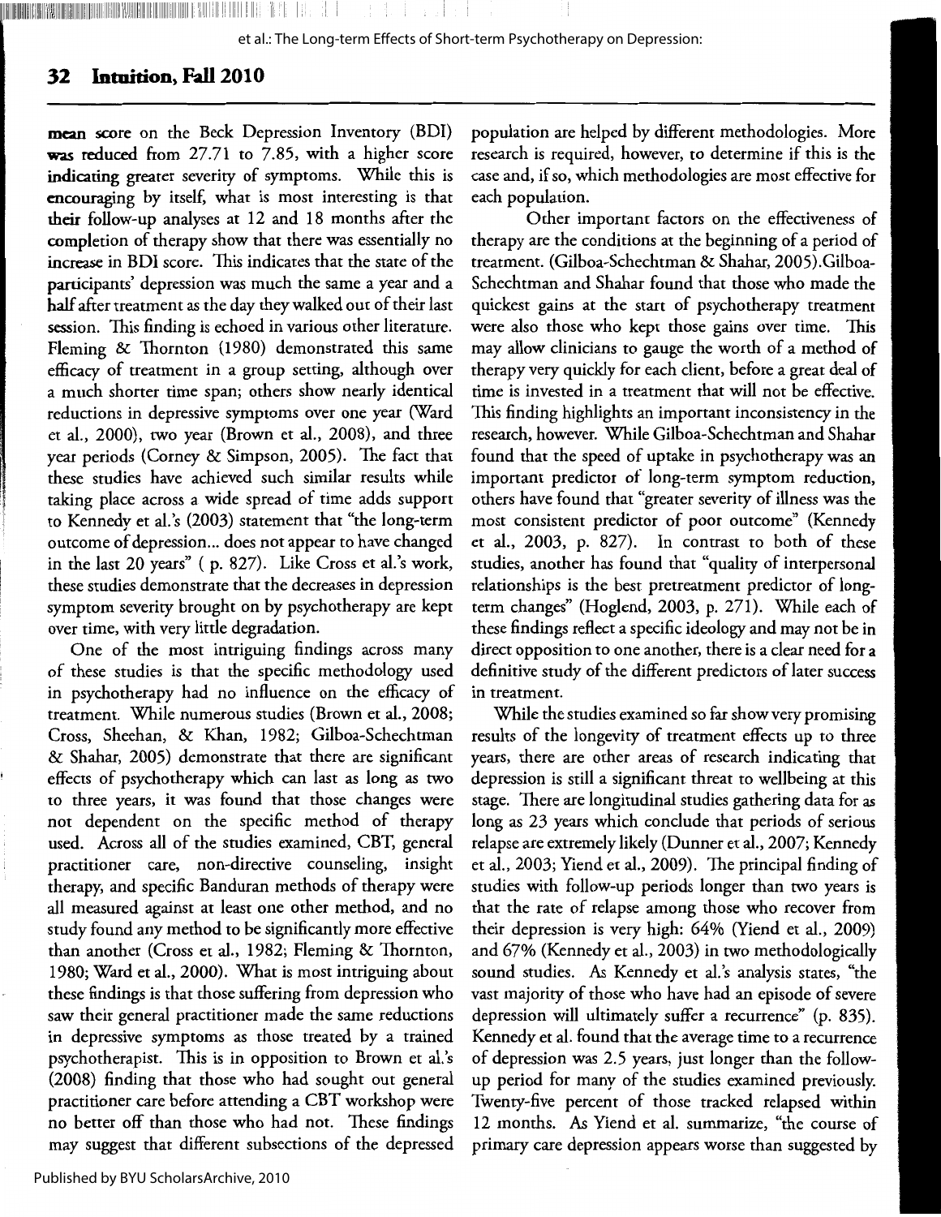mean score on the Beck Depression Inventory (BDI) was reduced from 27.71 to 7.85, with a higher score indicating greater severity of symptoms. While this is encouraging by itself, what is most interesting is that their follow-up analyses at 12 and 18 months after the completion of therapy show that there was essentially no increase in BDI score. This indicates that the state of the participants' depression was much the same a year and a half after treatment as the day they walked out of their last session. This finding is echoed in various other literature. Fleming & Thornton (1980) demonstrated this same efficacy of treatment in a group setting, although over a much shorter time span; others show nearly identical reductions in depressive symptoms over one year (Ward et al., 2000), two year (Brown et al., 2008), and three year periods (Corney & Simpson, 2005). The fact that these studies have achieved such similar results while taking place across a wide spread of time adds support to Kennedy et al.'s (2003) statement that "the long-term outcome of depression... does not appear to have changed in the last 20 years" ( p. 827). Like Cross et al.'s work, these studies demonstrate that the decreases in depression symptom severity brought on by psychotherapy are kept over time, with very little degradation.

One of the most intriguing findings across many of these studies is that the specific methodology used in psychotherapy had no influence on the efficacy of treatment. While numerous studies (Brown et al., 2008; Cross, Sheehan, & Khan, 1982; Gilboa-Schechtman & Shahar, 2005) demonstrate that there are significant effects of psychotherapy which can last as long as two to three years, it was found that those changes were not dependent on the specific method of therapy used. Across all of the studies examined, CBT, general practitioner care, non-directive counseling, insight therapy, and specific Banduran methods of therapy were all measured against at least one other method, and no study found any method to be significantly more effective than another (Cross et al., 1982; Fleming & Thornton, 1980; Ward et al., 2000). What is most intriguing about these findings is that those suffering from depression who saw their general practitioner made the same reductions in depressive symptoms as those treated by a trained psychotherapist. This is in opposition to Brown et al.'s (2008) finding that those who had sought out general practitioner care before attending a CBT workshop were no better off than those who had not. These findings may suggest that different subsections of the depressed population are helped by different methodologies. More research is required, however, to determine if this is the case and, if so, which methodologies are most effective for each population.

Other important factors on the effectiveness of therapy are the conditions at the beginning of a period of treatment. (Gilboa-Schechtman & Shahar, 2005).Gilboa-Schechtman and Shahar found that those who made the quickest gains at the start of psychotherapy treatment were also those who kept those gains over time. This may allow clinicians to gauge the worth of a method of therapy very quickly for each client, before a great deal of time is invested in a treatment that will not be effective. This finding highlights an important inconsistency in the research, however. While Gilboa-Schechtman and Shahar found that the speed of uptake in psychotherapy was an important predictor of long-term symptom reduction, others have found that "greater severity of illness was the most consistent predictor of poor outcome" (Kennedy et al., 2003, p. 827). In contrast to both of these studies, another has found that "quality of interpersonal relationships is the best pretreatment predictor of long-term changes" (Hoglend, 2003, p. 271). While each of these findings reflect a specific ideology and may not be in direct opposition to one another, there is a clear need for a definitive study of the different predictors of later success in treatment.

While the studies examined so far show very promising results of the longevity of treatment effects up to three years, there are other areas of research indicating that depression is still a significant threat to wellbeing at this stage. There are longitudinal studies gathering data for as long as 23 years which conclude that periods of serious relapse are extremely likely (Dunner et al., 2007; Kennedy et al., 2003; Yiend et al., 2009). The principal finding of studies with follow-up periods longer than two years is that the rate of relapse among those who recover from their depression is very high: 64% (Yiend et al., 2009) and 67% (Kennedy et al., 2003) in two methodologically sound studies. As Kennedy et al.'s analysis states, "the vast majority of those who have had an episode of severe depression will ultimately suffer a recurrence" (p. 835). Kennedy et al. found that the average time to a recurrence of depression was 2.5 years, just longer than the follow-up period for many of the studies examined previously. Twenty-five percent of those tracked relapsed within 12 months. As Yiend et al. summarize, "the course of primary care depression appears worse than suggested by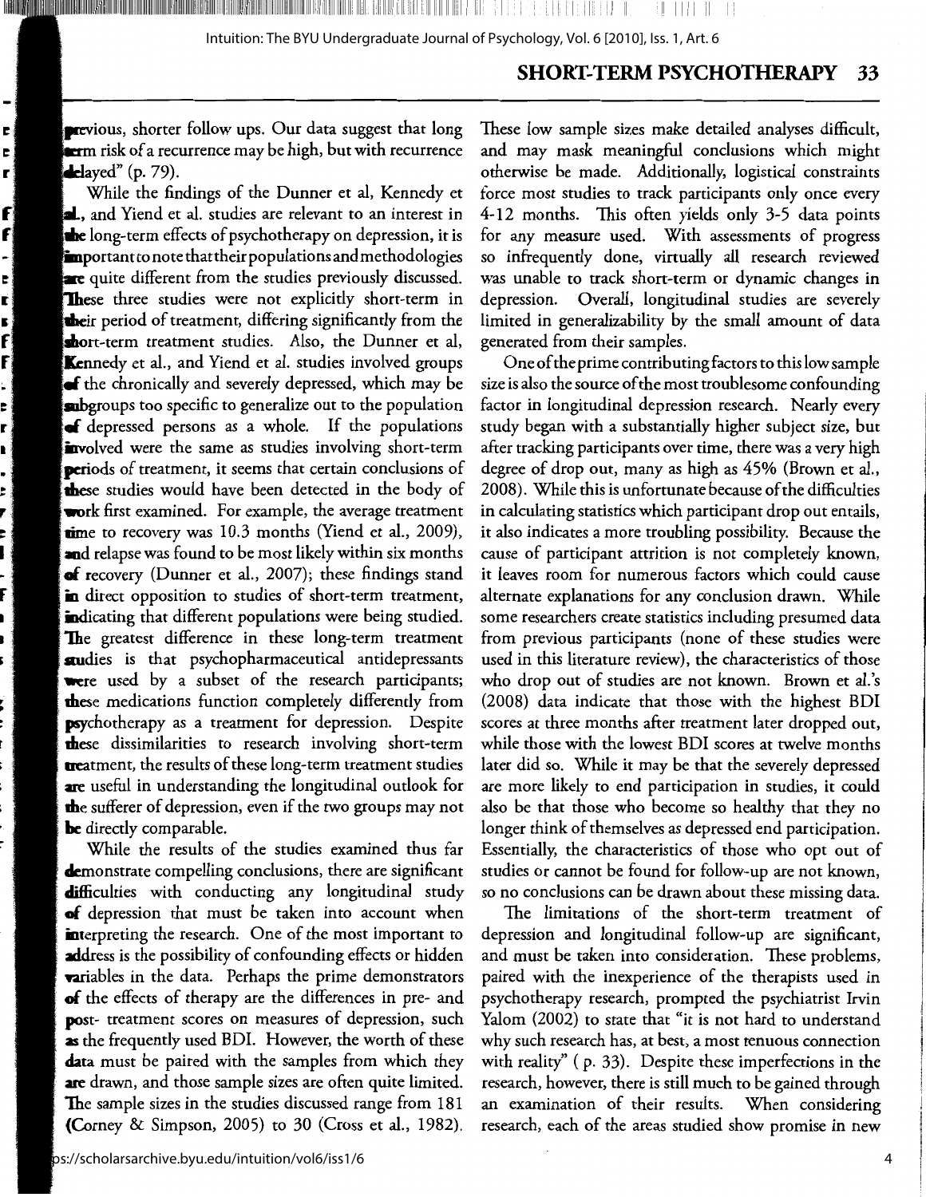previous, shorter follow ups. Our data suggest that long term risk of a recurrence may be high, but with recurrence delayed" (p. 79).

While the findings of the Dunner et al, Kennedy et al., and Yiend et al. studies are relevant to an interest in the long-term effects of psychotherapy on depression, it is important to note that their populations and methodologies are quite different from the studies previously discussed. These three studies were not explicitly short-term in their period of treatment, differing significantly from the short-term treatment studies. Also, the Dunner et al, Kennedy et al., and Yiend et al. studies involved groups of the chronically and severely depressed, which may be subgroups too specific to generalize out to the population of depressed persons as a whole. If the populations involved were the same as studies involving short-term periods of treatment, it seems that certain conclusions of these studies would have been detected in the body of work first examined. For example, the average treatment time to recovery was 10.3 months (Yiend et al., 2009), and relapse was found to be most likely within six months of recovery (Dunner et al., 2007); these findings stand in direct opposition to studies of short-term treatment, indicating that different populations were being studied. The greatest difference in these long-term treatment studies is that psychopharmaceutical antidepressants were used by a subset of the research participants; these medications function completely differently from psychotherapy as a treatment for depression. Despite these dissimilarities to research involving short-term treatment, the results of these long-term treatment studies are useful in understanding the longitudinal outlook for the sufferer of depression, even if the two groups may not be directly comparable.

While the results of the studies examined thus far demonstrate compelling conclusions, there are significant difficulties with conducting any longitudinal study of depression that must be taken into account when interpreting the research. One of the most important to address is the possibility of confounding effects or hidden variables in the data. Perhaps the prime demonstrators of the effects of therapy are the differences in pre- and post- treatment scores on measures of depression, such as the frequently used BDI. However, the worth of these data must be paired with the samples from which they are drawn, and those sample sizes are often quite limited. The sample sizes in the studies discussed range from 181 (Corney & Simpson, 2005) to 30 (Cross et al., 1982). These low sample sizes make detailed analyses difficult, and may mask meaningful conclusions which might otherwise be made. Additionally, logistical constraints force most studies to track participants only once every 4-12 months. This often yields only 3-5 data points for any measure used. With assessments of progress so infrequently done, virtually all research reviewed was unable to track short-term or dynamic changes in depression. Overall, longitudinal studies are severely limited in generalizability by the small amount of data generated from their samples.

One of the prime contributing factors to this low sample size is also the source of the most troublesome confounding factor in longitudinal depression research. Nearly every study began with a substantially higher subject size, but after tracking participants over time, there was a very high degree of drop out, many as high as 45% (Brown et al., 2008). While this is unfortunate because of the difficulties in calculating statistics which participant drop out entails, it also indicates a more troubling possibility. Because the cause of participant attrition is not completely known, it leaves room for numerous factors which could cause alternate explanations for any conclusion drawn. While some researchers create statistics including presumed data from previous participants (none of these studies were used in this literature review), the characteristics of those who drop out of studies are not known. Brown et al.'s (2008) data indicate that those with the highest BDI scores at three months after treatment later dropped out, while those with the lowest BDI scores at twelve months later did so. While it may be that the severely depressed are more likely to end participation in studies, it could also be that those who become so healthy that they no longer think of themselves as depressed end participation. Essentially, the characteristics of those who opt out of studies or cannot be found for follow-up are not known, so no conclusions can be drawn about these missing data.

The limitations of the short-term treatment of depression and longitudinal follow-up are significant, and must be taken into consideration. These problems, paired with the inexperience of the therapists used in psychotherapy research, prompted the psychiatrist Irvin Yalom (2002) to state that "it is not hard to understand why such research has, at best, a most tenuous connection with reality" ( p. 33). Despite these imperfections in the research, however, there is still much to be gained through an examination of their results. When considering research, each of the areas studied show promise in new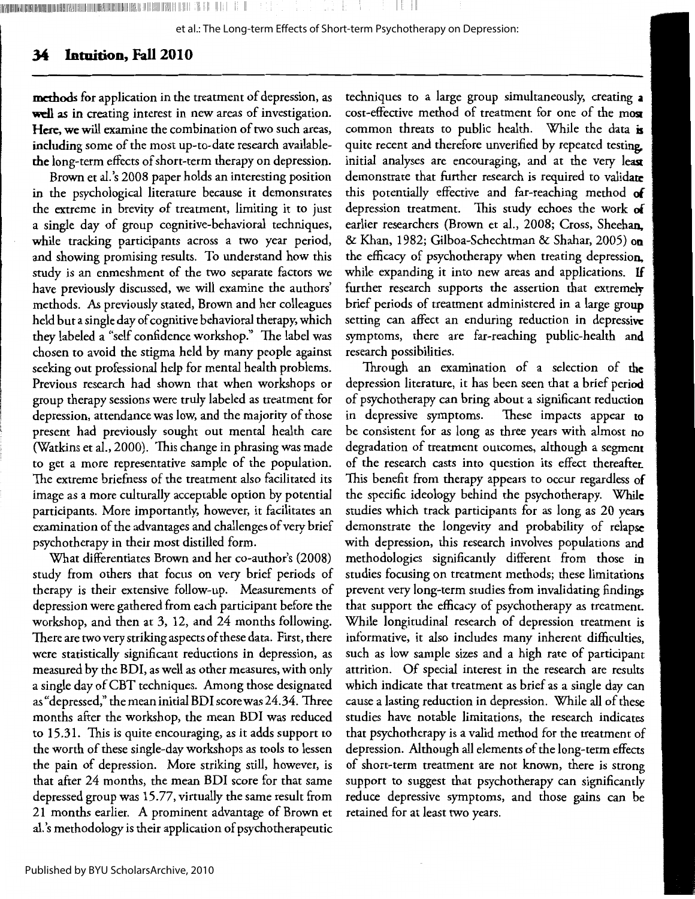methods for application in the treatment of depression, as well as in creating interest in new areas of investigation. Here, we will examine the combination of two such areas, including some of the most up-to-date research available-the long-term effects of short-term therapy on depression.

Brown et al.'s 2008 paper holds an interesting position in the psychological literature because it demonstrates the extreme in brevity of treatment, limiting it to just a single day of group cognitive-behavioral techniques, while tracking participants across a two year period, and showing promising results. To understand how this study is an enmeshment of the two separate factors we have previously discussed, we will examine the authors' methods. As previously stated, Brown and her colleagues held but a single day of cognitive behavioral therapy, which they labeled a "self confidence workshop." The label was chosen to avoid the stigma held by many people against seeking out professional help for mental health problems. Previous research had shown that when workshops or group therapy sessions were truly labeled as treatment for depression, attendance was low, and the majority of those present had previously sought out mental health care (Watkins et al., 2000). This change in phrasing was made to get a more representative sample of the population. The extreme briefness of the treatment also facilitated its image as a more culturally acceptable option by potential participants. More importantly, however, it facilitates an examination of the advantages and challenges of very brief psychotherapy in their most distilled form.

What differentiates Brown and her co-author's (2008) study from others that focus on very brief periods of therapy is their extensive follow-up. Measurements of depression were gathered from each participant before the workshop, and then at 3, 12, and 24 months following. There are two very striking aspects of these data. First, there were statistically significant reductions in depression, as measured by the BDI, as well as other measures, with only a single day of CBT techniques. Among those designated as "depressed," the mean initial BDI score was 24.34. Three months after the workshop, the mean BDI was reduced to 15.31. This is quite encouraging, as it adds support to the worth of these single-day workshops as tools to lessen the pain of depression. More striking still, however, is that after 24 months, the mean BDI score for that same depressed group was 15.77, virtually the same result from 21 months earlier. A prominent advantage of Brown et al.'s methodology is their application of psychotherapeutic techniques to a large group simultaneously, creating a cost-effective method of treatment for one of the most common threats to public health. While the data is quite recent and therefore unverified by repeated testing, initial analyses are encouraging, and at the very least demonstrate that further research is required to validate this potentially effective and far-reaching method of depression treatment. This study echoes the work of earlier researchers (Brown et al., 2008; Cross, Sheehan, & Khan, 1982; Gilboa-Schechtman & Shahar, 2005) on the efficacy of psychotherapy when treating depression, while expanding it into new areas and applications. If further research supports the assertion that extremely brief periods of treatment administered in a large group setting can affect an enduring reduction in depressive symptoms, there are far-reaching public-health and research possibilities.

Through an examination of a selection of the depression literature, it has been seen that a brief period of psychotherapy can bring about a significant reduction in depressive symptoms. These impacts appear to be consistent for as long as three years with almost no degradation of treatment outcomes, although a segment of the research casts into question its effect thereafter. This benefit from therapy appears to occur regardless of the specific ideology behind the psychotherapy. While studies which track participants for as long as 20 years demonstrate the longevity and probability of relapse with depression, this research involves populations and methodologies significantly different from those in studies focusing on treatment methods; these limitations prevent very long-term studies from invalidating findings that support the efficacy of psychotherapy as treatment. While longitudinal research of depression treatment is informative, it also includes many inherent difficulties, such as low sample sizes and a high rate of participant attrition. Of special interest in the research are results which indicate that treatment as brief as a single day can cause a lasting reduction in depression. While all of these studies have notable limitations, the research indicates that psychotherapy is a valid method for the treatment of depression. Although all elements of the long-term effects of short-term treatment are not known, there is strong support to suggest that psychotherapy can significantly reduce depressive symptoms, and those gains can be retained for at least two years.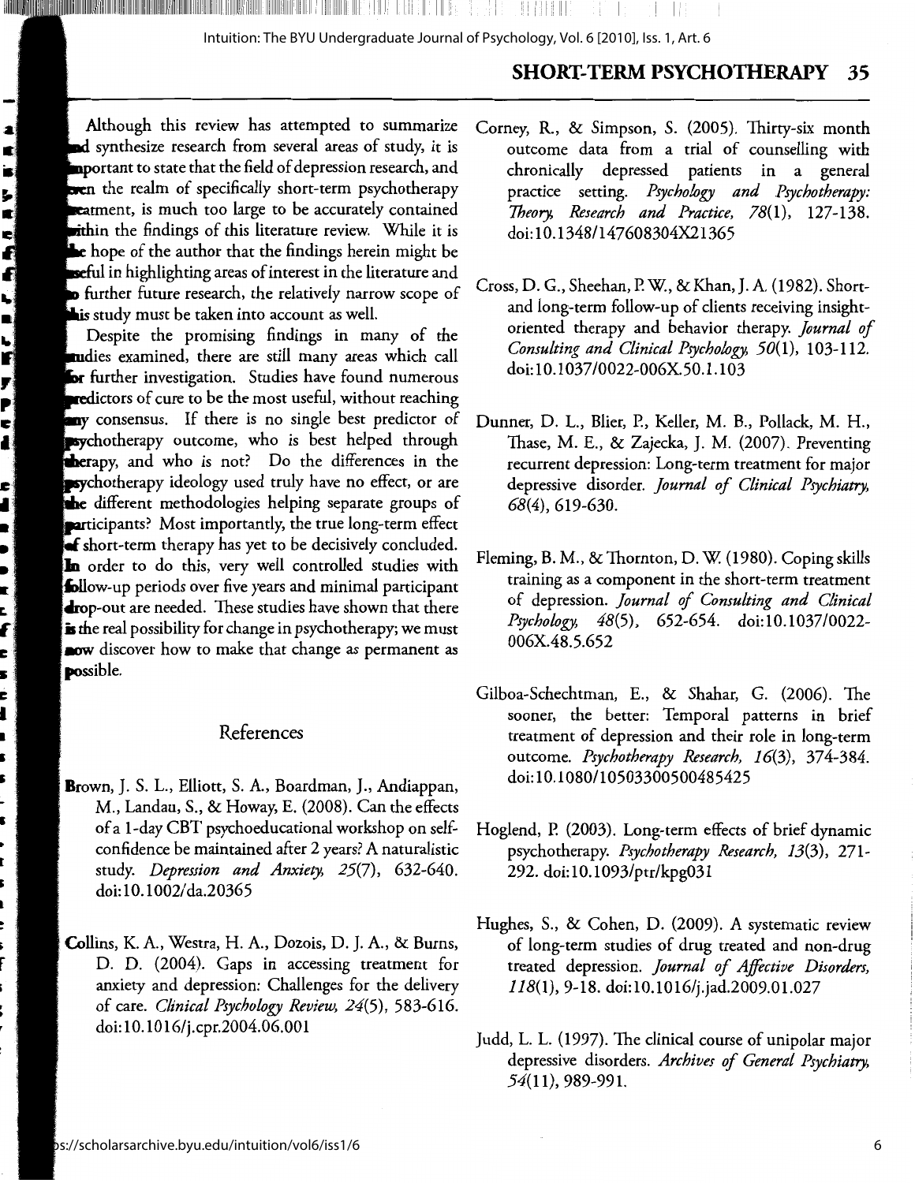Although this review has attempted to summarize and synthesize research from several areas of study, it is important to state that the field of depression research, and even the realm of specifically short-term psychotherapy treatment, is much too large to be accurately contained within the findings of this literature review. While it is the hope of the author that the findings herein might be useful in highlighting areas of interest in the literature and to further future research, the relatively narrow scope of this study must be taken into account as well.

Despite the promising findings in many of the studies examined, there are still many areas which call for further investigation. Studies have found numerous predictors of cure to be the most useful, without reaching any consensus. If there is no single best predictor of psychotherapy outcome, who is best helped through therapy, and who is not? Do the differences in the psychotherapy ideology used truly have no effect, or are the different methodologies helping separate groups of participants? Most importantly, the true long-term effect of short-term therapy has yet to be decisively concluded. In order to do this, very well controlled studies with follow-up periods over five years and minimal participant drop-out are needed. These studies have shown that there is the real possibility for change in psychotherapy; we must now discover how to make that change as permanent as possible.

## References

Brown, J. S. L., Elliott, S. A., Boardman, J., Andiappan, M., Landau, S., & Howay, E. (2008). Can the effects of a 1-day CBT psychoeducational workshop on self-confidence be maintained after 2 years? A naturalistic study. *Depression and Anxiety, 25*(7), 632-640. doi:10.1002/da.20365

Collins, K. A., Westra, H. A., Dozois, D. J. A., & Burns, D. D. (2004). Gaps in accessing treatment for anxiety and depression: Challenges for the delivery of care. *Clinical Psychology Review, 24*(5), 583-616. doi:10.1016/j.cpr.2004.06.001

Corney, R., & Simpson, S. (2005). Thirty-six month outcome data from a trial of counselling with chronically depressed patients in a general practice setting. *Psychology and Psychotherapy: Theory, Research and Practice, 78*(1), 127-138. doi:10.1348/147608304X21365

Cross, D. G., Sheehan, P. W., & Khan, J. A. (1982). Short- and long-term follow-up of clients receiving insight-oriented therapy and behavior therapy. *Journal of Consulting and Clinical Psychology, 50*(1), 103-112. doi:10.1037/0022-006X.50.1.103

Dunner, D. L., Blier, P., Keller, M. B., Pollack, M. H., Thase, M. E., & Zajecka, J. M. (2007). Preventing recurrent depression: Long-term treatment for major depressive disorder. *Journal of Clinical Psychiatry, 68*(4), 619-630.

Fleming, B. M., & Thornton, D. W. (1980). Coping skills training as a component in the short-term treatment of depression. *Journal of Consulting and Clinical Psychology, 48*(5), 652-654. doi:10.1037/0022-006X.48.5.652

Gilboa-Schechtman, E., & Shahar, G. (2006). The sooner, the better: Temporal patterns in brief treatment of depression and their role in long-term outcome. *Psychotherapy Research, 16*(3), 374-384. doi:10.1080/10503300500485425

Hoglend, P. (2003). Long-term effects of brief dynamic psychotherapy. *Psychotherapy Research, 13*(3), 271-292. doi:10.1093/ptr/kpg031

Hughes, S., & Cohen, D. (2009). A systematic review of long-term studies of drug treated and non-drug treated depression. *Journal of Affective Disorders, 118*(1), 9-18. doi:10.1016/j.jad.2009.01.027

Judd, L. L. (1997). The clinical course of unipolar major depressive disorders. *Archives of General Psychiatry, 54*(11), 989-991.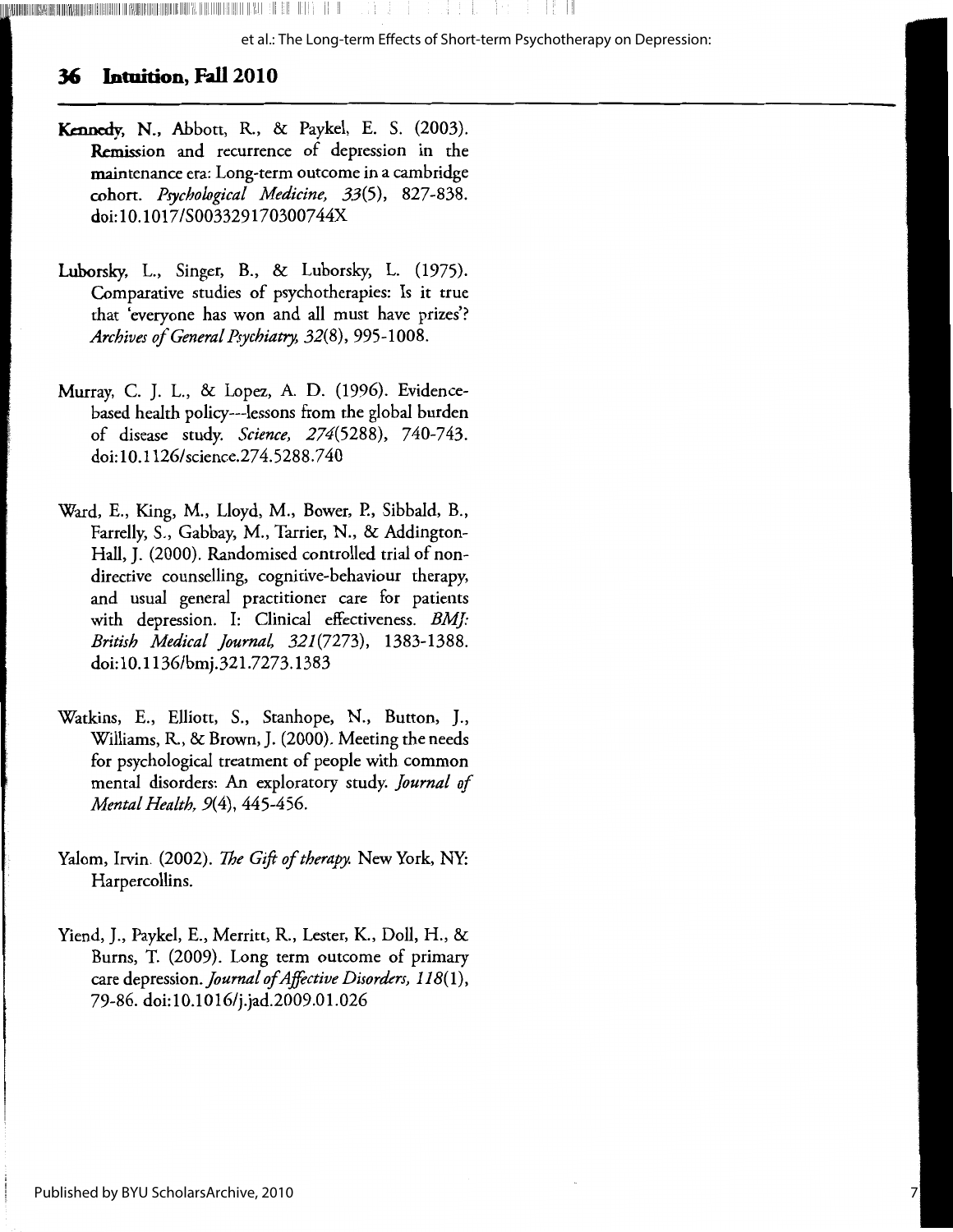Kennedy, N., Abbott, R., & Paykel, E. S. (2003). Remission and recurrence of depression in the maintenance era: Long-term outcome in a cambridge cohort. *Psychological Medicine, 33*(5), 827-838. doi:10.1017/S003329170300744X

Luborsky, L., Singer, B., & Luborsky, L. (1975). Comparative studies of psychotherapies: Is it true that 'everyone has won and all must have prizes'? *Archives of General Psychiatry, 32*(8), 995-1008.

Murray, C. J. L., & Lopez, A. D. (1996). Evidence-based health policy---lessons from the global burden of disease study. *Science, 274*(5288), 740-743. doi:10.1126/science.274.5288.740

Ward, E., King, M., Lloyd, M., Bower, P., Sibbald, B., Farrelly, S., Gabbay, M., Tarrier, N., & Addington-Hall, J. (2000). Randomised controlled trial of non-directive counselling, cognitive-behaviour therapy, and usual general practitioner care for patients with depression. I: Clinical effectiveness. *BMJ: British Medical Journal, 321*(7273), 1383-1388. doi:10.1136/bmj.321.7273.1383

Watkins, E., Elliott, S., Stanhope, N., Button, J., Williams, R., & Brown, J. (2000). Meeting the needs for psychological treatment of people with common mental disorders: An exploratory study. *Journal of Mental Health, 9*(4), 445-456.

Yalom, Irvin. (2002). *The Gift of therapy.* New York, NY: Harpercollins.

Yiend, J., Paykel, E., Merritt, R., Lester, K., Doll, H., & Burns, T. (2009). Long term outcome of primary care depression. *Journal of Affective Disorders, 118*(1), 79-86. doi:10.1016/j.jad.2009.01.026